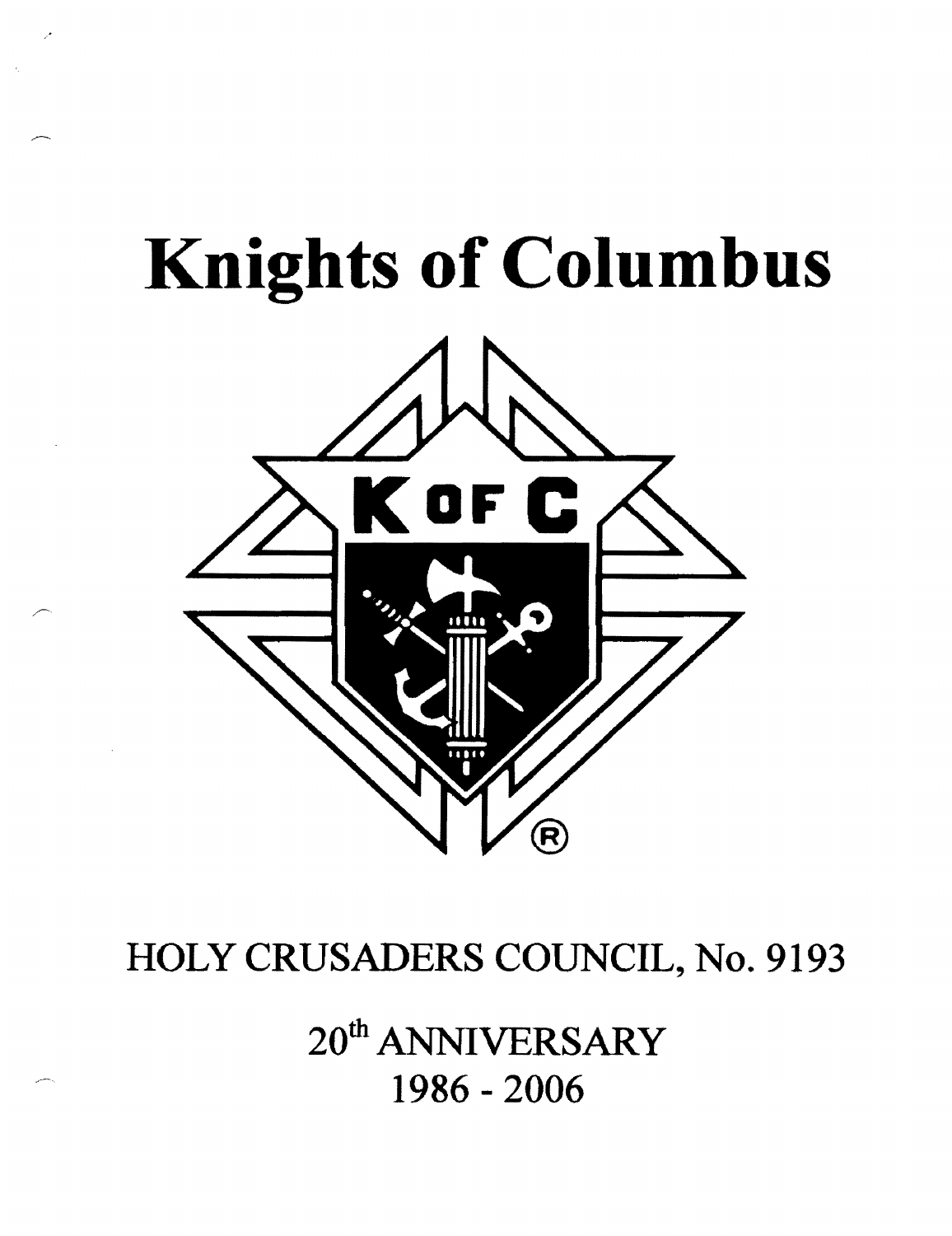# Knights of Columbus

K OF C

®

HOLY CRUSADERS COUNCIL, No. 9193

20th ANNIVERSARY
1986 - 2006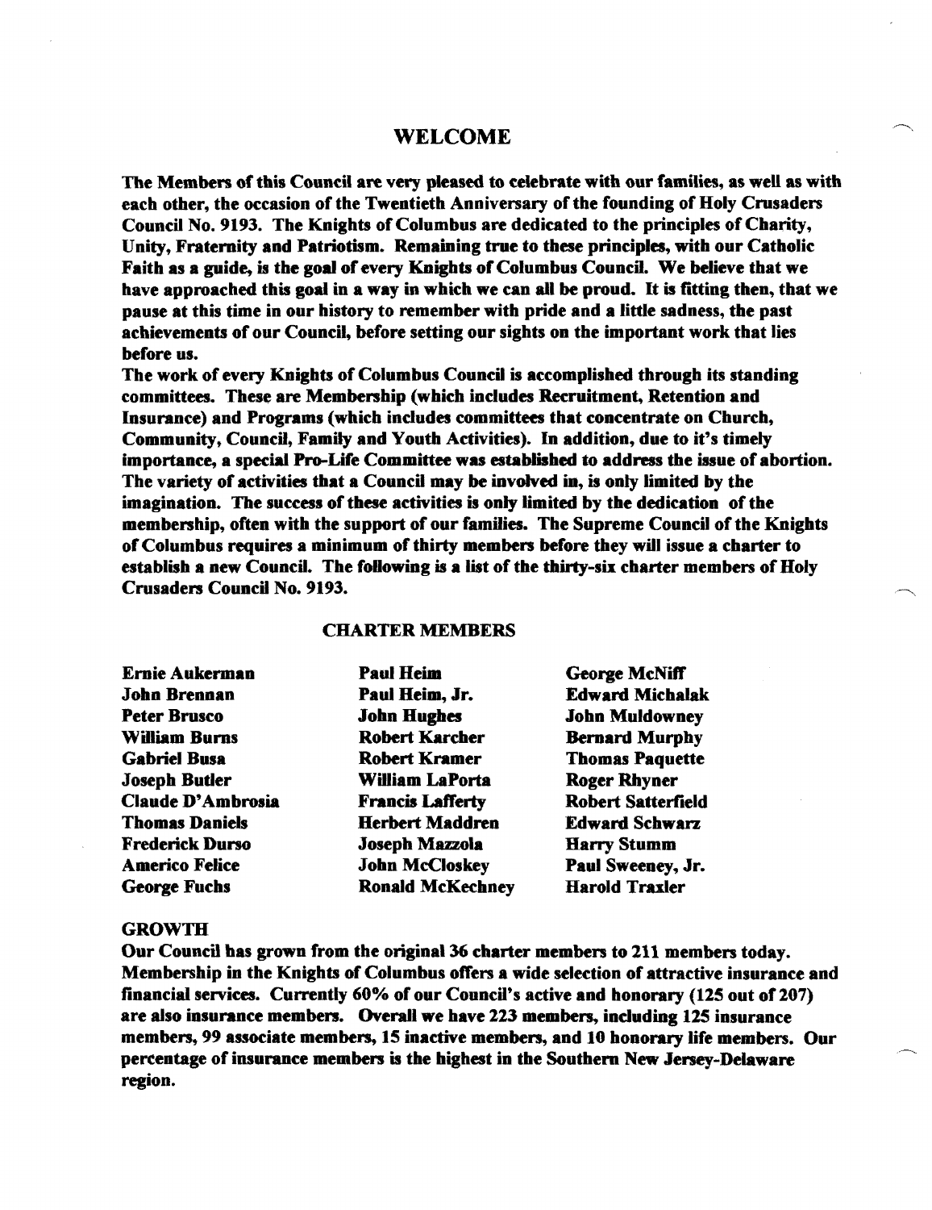## WELCOME

**The Members of this Council are very pleased to celebrate with our families, as well as with each other, the occasion of the Twentieth Anniversary of the founding of Holy Crusaders Council No. 9193. The Knights of Columbus are dedicated to the principles of Charity, Unity, Fraternity and Patriotism. Remaining true to these principles, with our Catholic Faith as a guide, is the goal of every Knights of Columbus Council. We believe that we have approached this goal in a way in which we can all be proud. It is fitting then, that we pause at this time in our history to remember with pride and a little sadness, the past achievements of our Council, before setting our sights on the important work that lies before us.**

**The work of every Knights of Columbus Council is accomplished through its standing committees. These are Membership (which includes Recruitment, Retention and Insurance) and Programs (which includes committees that concentrate on Church, Community, Council, Family and Youth Activities). In addition, due to it's timely importance, a special Pro-Life Committee was established to address the issue of abortion. The variety of activities that a Council may be involved in, is only limited by the imagination. The success of these activities is only limited by the dedication of the membership, often with the support of our families. The Supreme Council of the Knights of Columbus requires a minimum of thirty members before they will issue a charter to establish a new Council. The following is a list of the thirty-six charter members of Holy Crusaders Council No. 9193.**

### CHARTER MEMBERS

| | | |
|---|---|---|
| **Ernie Aukerman** | **Paul Heim** | **George McNiff** |
| **John Brennan** | **Paul Heim, Jr.** | **Edward Michalak** |
| **Peter Brusco** | **John Hughes** | **John Muldowney** |
| **William Burns** | **Robert Karcher** | **Bernard Murphy** |
| **Gabriel Busa** | **Robert Kramer** | **Thomas Paquette** |
| **Joseph Butler** | **William LaPorta** | **Roger Rhyner** |
| **Claude D'Ambrosia** | **Francis Lafferty** | **Robert Satterfield** |
| **Thomas Daniels** | **Herbert Maddren** | **Edward Schwarz** |
| **Frederick Durso** | **Joseph Mazzola** | **Harry Stumm** |
| **Americo Felice** | **John McCloskey** | **Paul Sweeney, Jr.** |
| **George Fuchs** | **Ronald McKechney** | **Harold Traxler** |

### GROWTH

**Our Council has grown from the original 36 charter members to 211 members today. Membership in the Knights of Columbus offers a wide selection of attractive insurance and financial services. Currently 60% of our Council's active and honorary (125 out of 207) are also insurance members. Overall we have 223 members, including 125 insurance members, 99 associate members, 15 inactive members, and 10 honorary life members. Our percentage of insurance members is the highest in the Southern New Jersey-Delaware region.**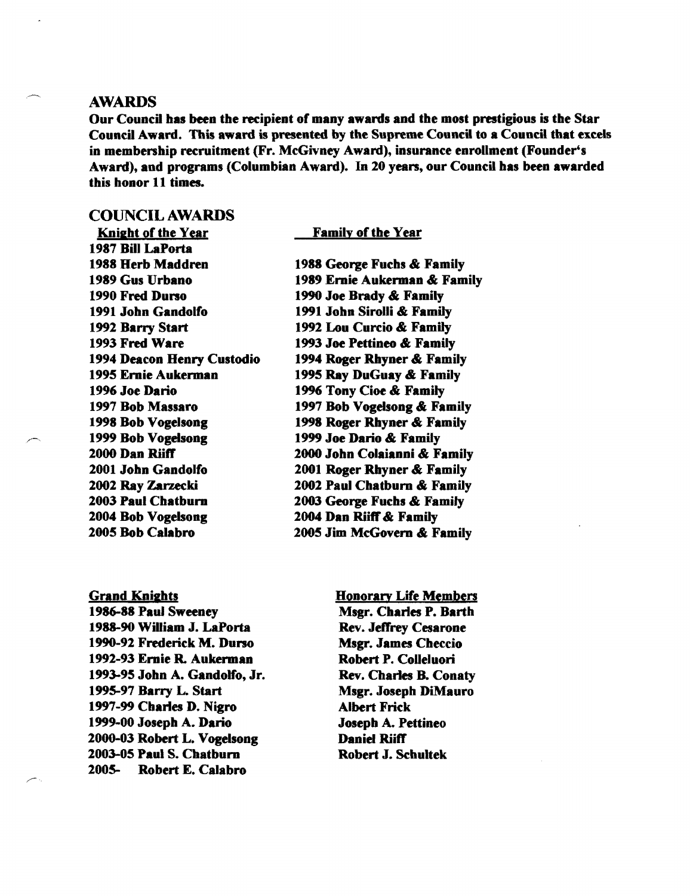## AWARDS

**Our Council has been the recipient of many awards and the most prestigious is the Star Council Award. This award is presented by the Supreme Council to a Council that excels in membership recruitment (Fr. McGivney Award), insurance enrollment (Founder's Award), and programs (Columbian Award). In 20 years, our Council has been awarded this honor 11 times.**

## COUNCIL AWARDS

### Knight of the Year

**1987 Bill LaPorta**
**1988 Herb Maddren**
**1989 Gus Urbano**
**1990 Fred Durso**
**1991 John Gandolfo**
**1992 Barry Start**
**1993 Fred Ware**
**1994 Deacon Henry Custodio**
**1995 Ernie Aukerman**
**1996 Joe Dario**
**1997 Bob Massaro**
**1998 Bob Vogelsong**
**1999 Bob Vogelsong**
**2000 Dan Riiff**
**2001 John Gandolfo**
**2002 Ray Zarzecki**
**2003 Paul Chatburn**
**2004 Bob Vogelsong**
**2005 Bob Calabro**

### Family of the Year

**1988 George Fuchs & Family**
**1989 Ernie Aukerman & Family**
**1990 Joe Brady & Family**
**1991 John Sirolli & Family**
**1992 Lou Curcio & Family**
**1993 Joe Pettineo & Family**
**1994 Roger Rhyner & Family**
**1995 Ray DuGuay & Family**
**1996 Tony Cioe & Family**
**1997 Bob Vogelsong & Family**
**1998 Roger Rhyner & Family**
**1999 Joe Dario & Family**
**2000 John Colaianni & Family**
**2001 Roger Rhyner & Family**
**2002 Paul Chatburn & Family**
**2003 George Fuchs & Family**
**2004 Dan Riiff & Family**
**2005 Jim McGovern & Family**

### Grand Knights

**1986-88 Paul Sweeney**
**1988-90 William J. LaPorta**
**1990-92 Frederick M. Durso**
**1992-93 Ernie R. Aukerman**
**1993-95 John A. Gandolfo, Jr.**
**1995-97 Barry L. Start**
**1997-99 Charles D. Nigro**
**1999-00 Joseph A. Dario**
**2000-03 Robert L. Vogelsong**
**2003-05 Paul S. Chatburn**
**2005- Robert E. Calabro**

### Honorary Life Members

**Msgr. Charles P. Barth**
**Rev. Jeffrey Cesarone**
**Msgr. James Checcio**
**Robert P. Colleluori**
**Rev. Charles B. Conaty**
**Msgr. Joseph DiMauro**
**Albert Frick**
**Joseph A. Pettineo**
**Daniel Riiff**
**Robert J. Schultek**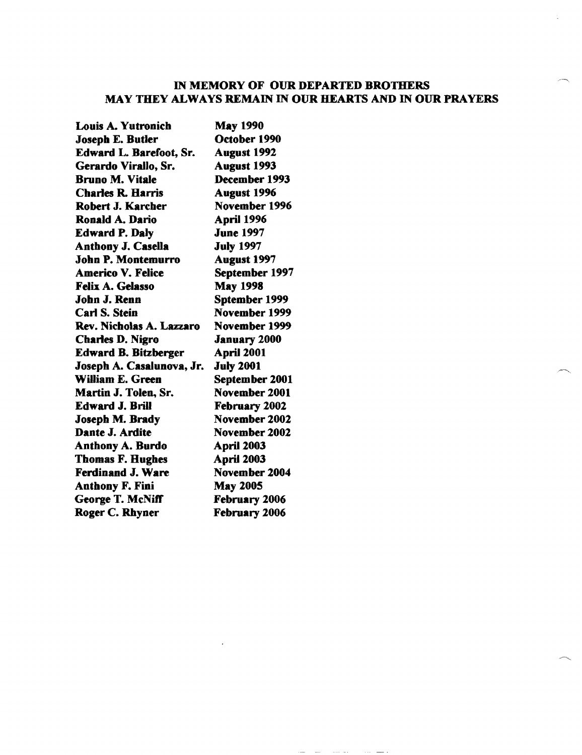**IN MEMORY OF OUR DEPARTED BROTHERS**
**MAY THEY ALWAYS REMAIN IN OUR HEARTS AND IN OUR PRAYERS**

| | |
|---|---|
| **Louis A. Yutronich** | **May 1990** |
| **Joseph E. Butler** | **October 1990** |
| **Edward L. Barefoot, Sr.** | **August 1992** |
| **Gerardo Virallo, Sr.** | **August 1993** |
| **Bruno M. Vitale** | **December 1993** |
| **Charles R. Harris** | **August 1996** |
| **Robert J. Karcher** | **November 1996** |
| **Ronald A. Dario** | **April 1996** |
| **Edward P. Daly** | **June 1997** |
| **Anthony J. Casella** | **July 1997** |
| **John P. Montemurro** | **August 1997** |
| **Americo V. Felice** | **September 1997** |
| **Felix A. Gelasso** | **May 1998** |
| **John J. Renn** | **Sptember 1999** |
| **Carl S. Stein** | **November 1999** |
| **Rev. Nicholas A. Lazzaro** | **November 1999** |
| **Charles D. Nigro** | **January 2000** |
| **Edward B. Bitzberger** | **April 2001** |
| **Joseph A. Casalunova, Jr.** | **July 2001** |
| **William E. Green** | **September 2001** |
| **Martin J. Tolen, Sr.** | **November 2001** |
| **Edward J. Brill** | **February 2002** |
| **Joseph M. Brady** | **November 2002** |
| **Dante J. Ardite** | **November 2002** |
| **Anthony A. Burdo** | **April 2003** |
| **Thomas F. Hughes** | **April 2003** |
| **Ferdinand J. Ware** | **November 2004** |
| **Anthony F. Fini** | **May 2005** |
| **George T. McNiff** | **February 2006** |
| **Roger C. Rhyner** | **February 2006** |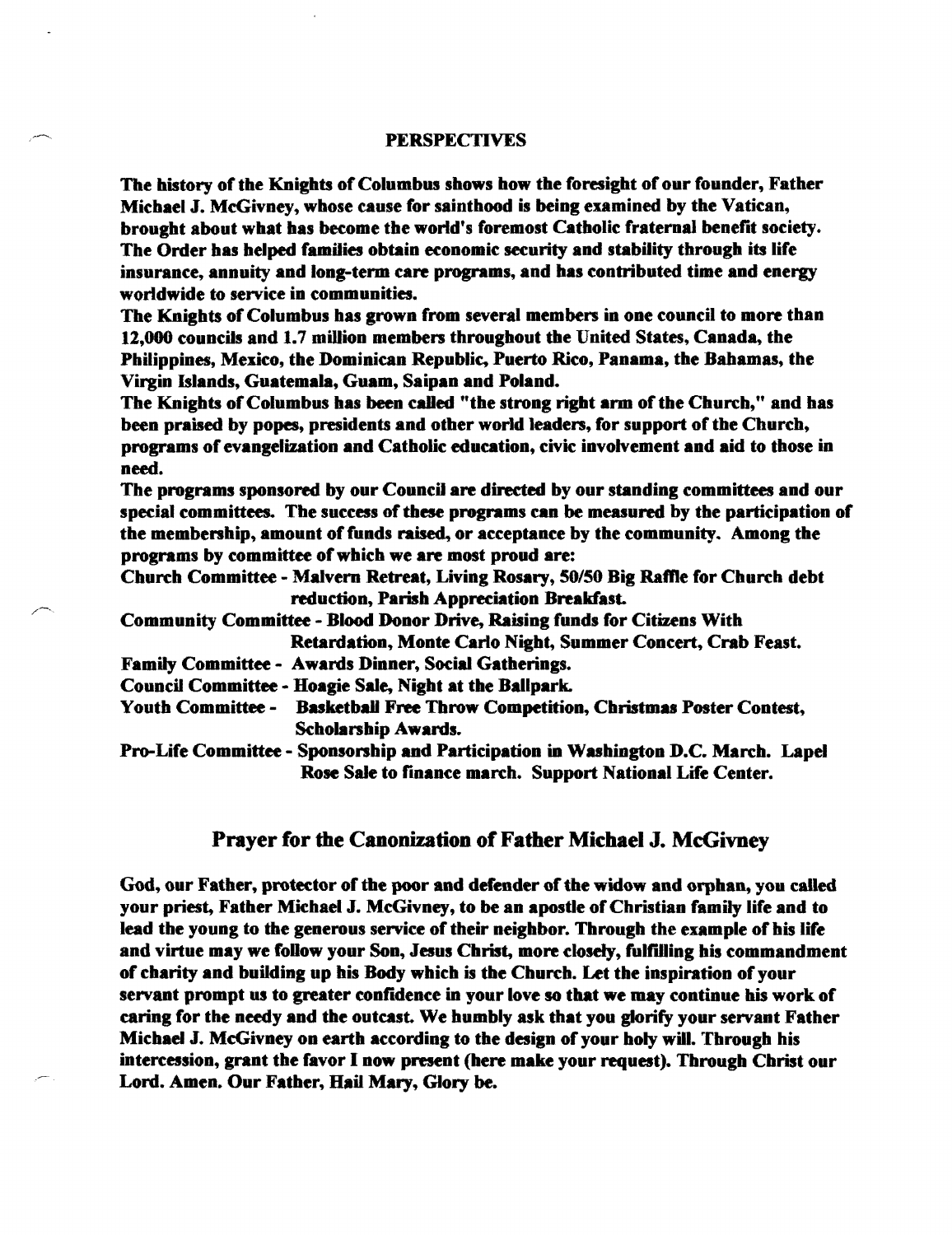## PERSPECTIVES

The history of the Knights of Columbus shows how the foresight of our founder, Father Michael J. McGivney, whose cause for sainthood is being examined by the Vatican, brought about what has become the world's foremost Catholic fraternal benefit society. The Order has helped families obtain economic security and stability through its life insurance, annuity and long-term care programs, and has contributed time and energy worldwide to service in communities.

The Knights of Columbus has grown from several members in one council to more than 12,000 councils and 1.7 million members throughout the United States, Canada, the Philippines, Mexico, the Dominican Republic, Puerto Rico, Panama, the Bahamas, the Virgin Islands, Guatemala, Guam, Saipan and Poland.

The Knights of Columbus has been called "the strong right arm of the Church," and has been praised by popes, presidents and other world leaders, for support of the Church, programs of evangelization and Catholic education, civic involvement and aid to those in need.

The programs sponsored by our Council are directed by our standing committees and our special committees. The success of these programs can be measured by the participation of the membership, amount of funds raised, or acceptance by the community. Among the programs by committee of which we are most proud are:

Church Committee - Malvern Retreat, Living Rosary, 50/50 Big Raffle for Church debt reduction, Parish Appreciation Breakfast.

Community Committee - Blood Donor Drive, Raising funds for Citizens With Retardation, Monte Carlo Night, Summer Concert, Crab Feast.

Family Committee - Awards Dinner, Social Gatherings.

Council Committee - Hoagie Sale, Night at the Ballpark.

Youth Committee - Basketball Free Throw Competition, Christmas Poster Contest, Scholarship Awards.

Pro-Life Committee - Sponsorship and Participation in Washington D.C. March. Lapel Rose Sale to finance march. Support National Life Center.

## Prayer for the Canonization of Father Michael J. McGivney

God, our Father, protector of the poor and defender of the widow and orphan, you called your priest, Father Michael J. McGivney, to be an apostle of Christian family life and to lead the young to the generous service of their neighbor. Through the example of his life and virtue may we follow your Son, Jesus Christ, more closely, fulfilling his commandment of charity and building up his Body which is the Church. Let the inspiration of your servant prompt us to greater confidence in your love so that we may continue his work of caring for the needy and the outcast. We humbly ask that you glorify your servant Father Michael J. McGivney on earth according to the design of your holy will. Through his intercession, grant the favor I now present (here make your request). Through Christ our Lord. Amen. Our Father, Hail Mary, Glory be.